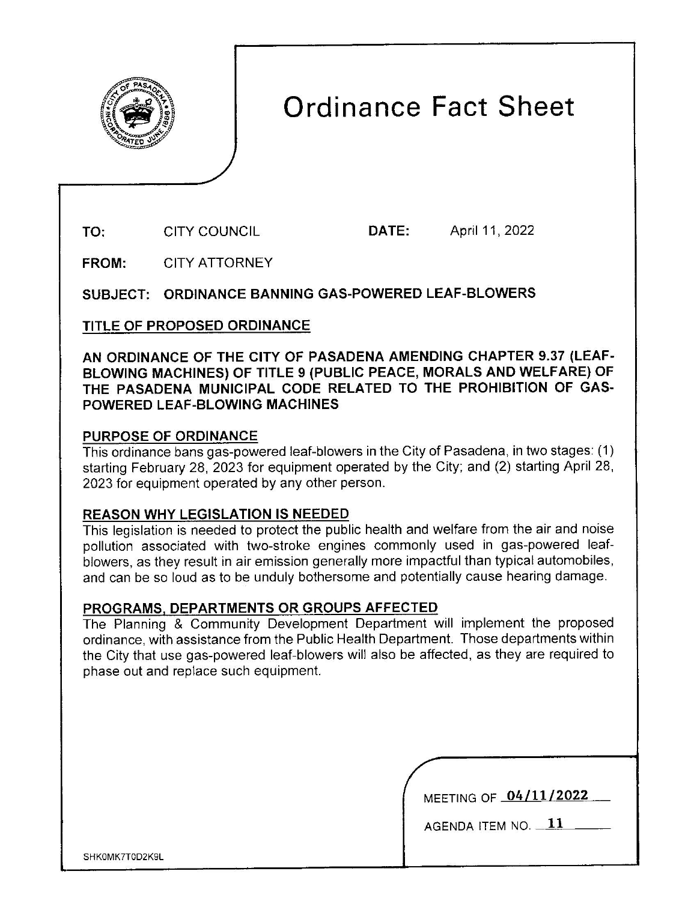# Ordinance Fact Sheet

**TO:** CITY COUNCIL **DATE:** April 11, 2022

**FROM:** CITY ATTORNEY

**SUBJECT: ORDINANCE BANNING GAS-POWERED LEAF-BLOWERS**

## TITLE OF PROPOSED ORDINANCE

**AN ORDINANCE OF THE CITY OF PASADENA AMENDING CHAPTER 9.37 (LEAF-BLOWING MACHINES) OF TITLE 9 (PUBLIC PEACE, MORALS AND WELFARE) OF THE PASADENA MUNICIPAL CODE RELATED TO THE PROHIBITION OF GAS-POWERED LEAF-BLOWING MACHINES**

## PURPOSE OF ORDINANCE

This ordinance bans gas-powered leaf-blowers in the City of Pasadena, in two stages: (1) starting February 28, 2023 for equipment operated by the City; and (2) starting April 28, 2023 for equipment operated by any other person.

## REASON WHY LEGISLATION IS NEEDED

This legislation is needed to protect the public health and welfare from the air and noise pollution associated with two-stroke engines commonly used in gas-powered leaf-blowers, as they result in air emission generally more impactful than typical automobiles, and can be so loud as to be unduly bothersome and potentially cause hearing damage.

## PROGRAMS, DEPARTMENTS OR GROUPS AFFECTED

The Planning & Community Development Department will implement the proposed ordinance, with assistance from the Public Health Department. Those departments within the City that use gas-powered leaf-blowers will also be affected, as they are required to phase out and replace such equipment.

MEETING OF 04/11/2022

AGENDA ITEM NO. 11

SHK0MK7T0D2K9L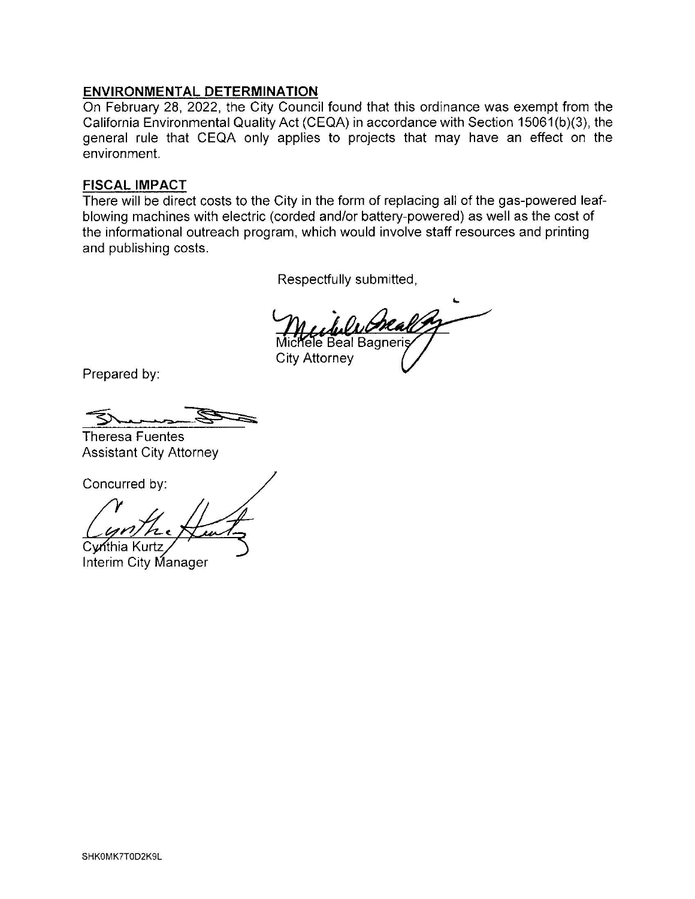**ENVIRONMENTAL DETERMINATION**

On February 28, 2022, the City Council found that this ordinance was exempt from the California Environmental Quality Act (CEQA) in accordance with Section 15061(b)(3), the general rule that CEQA only applies to projects that may have an effect on the environment.

**FISCAL IMPACT**

There will be direct costs to the City in the form of replacing all of the gas-powered leaf-blowing machines with electric (corded and/or battery-powered) as well as the cost of the informational outreach program, which would involve staff resources and printing and publishing costs.

Respectfully submitted,

Michele Beal Bagneris
City Attorney

Prepared by:

Theresa Fuentes
Assistant City Attorney

Concurred by:

Cynthia Kurtz
Interim City Manager

SHK0MK7T0D2K9L